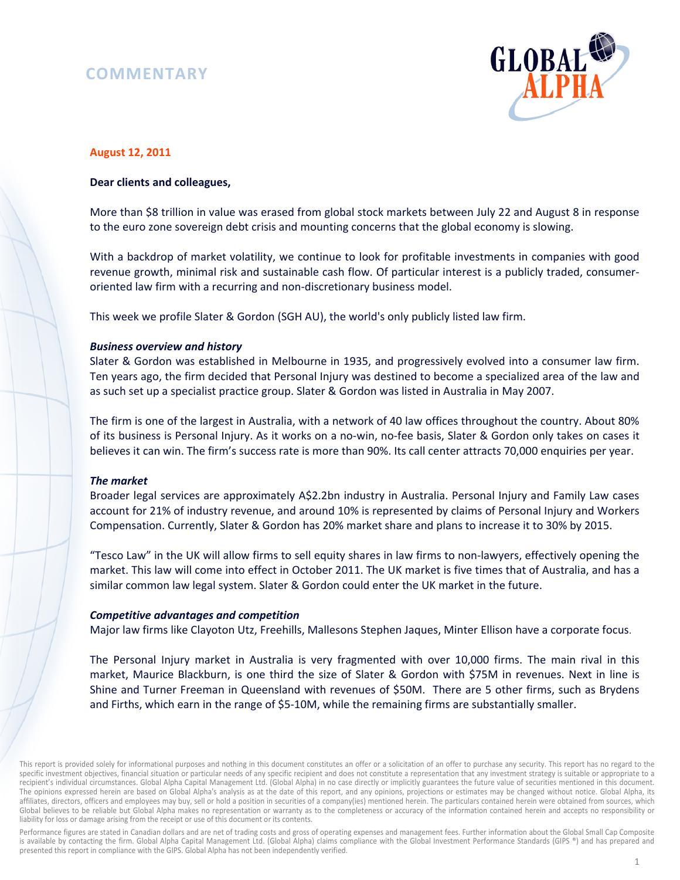# COMMENTARY

**August 12, 2011**

**Dear clients and colleagues,**

More than $8 trillion in value was erased from global stock markets between July 22 and August 8 in response to the euro zone sovereign debt crisis and mounting concerns that the global economy is slowing.

With a backdrop of market volatility, we continue to look for profitable investments in companies with good revenue growth, minimal risk and sustainable cash flow. Of particular interest is a publicly traded, consumer-oriented law firm with a recurring and non-discretionary business model.

This week we profile Slater & Gordon (SGH AU), the world's only publicly listed law firm.

***Business overview and history***

Slater & Gordon was established in Melbourne in 1935, and progressively evolved into a consumer law firm. Ten years ago, the firm decided that Personal Injury was destined to become a specialized area of the law and as such set up a specialist practice group. Slater & Gordon was listed in Australia in May 2007.

The firm is one of the largest in Australia, with a network of 40 law offices throughout the country. About 80% of its business is Personal Injury. As it works on a no-win, no-fee basis, Slater & Gordon only takes on cases it believes it can win. The firm's success rate is more than 90%. Its call center attracts 70,000 enquiries per year.

***The market***

Broader legal services are approximately A$2.2bn industry in Australia. Personal Injury and Family Law cases account for 21% of industry revenue, and around 10% is represented by claims of Personal Injury and Workers Compensation. Currently, Slater & Gordon has 20% market share and plans to increase it to 30% by 2015.

"Tesco Law" in the UK will allow firms to sell equity shares in law firms to non-lawyers, effectively opening the market. This law will come into effect in October 2011. The UK market is five times that of Australia, and has a similar common law legal system. Slater & Gordon could enter the UK market in the future.

***Competitive advantages and competition***

Major law firms like Clayoton Utz, Freehills, Mallesons Stephen Jaques, Minter Ellison have a corporate focus.

The Personal Injury market in Australia is very fragmented with over 10,000 firms. The main rival in this market, Maurice Blackburn, is one third the size of Slater & Gordon with $75M in revenues. Next in line is Shine and Turner Freeman in Queensland with revenues of $50M. There are 5 other firms, such as Brydens and Firths, which earn in the range of $5-10M, while the remaining firms are substantially smaller.

This report is provided solely for informational purposes and nothing in this document constitutes an offer or a solicitation of an offer to purchase any security. This report has no regard to the specific investment objectives, financial situation or particular needs of any specific recipient and does not constitute a representation that any investment strategy is suitable or appropriate to a recipient's individual circumstances. Global Alpha Capital Management Ltd. (Global Alpha) in no case directly or implicitly guarantees the future value of securities mentioned in this document. The opinions expressed herein are based on Global Alpha's analysis as at the date of this report, and any opinions, projections or estimates may be changed without notice. Global Alpha, its affiliates, directors, officers and employees may buy, sell or hold a position in securities of a company(ies) mentioned herein. The particulars contained herein were obtained from sources, which Global believes to be reliable but Global Alpha makes no representation or warranty as to the completeness or accuracy of the information contained herein and accepts no responsibility or liability for loss or damage arising from the receipt or use of this document or its contents.

Performance figures are stated in Canadian dollars and are net of trading costs and gross of operating expenses and management fees. Further information about the Global Small Cap Composite is available by contacting the firm. Global Alpha Capital Management Ltd. (Global Alpha) claims compliance with the Global Investment Performance Standards (GIPS ®) and has prepared and presented this report in compliance with the GIPS. Global Alpha has not been independently verified.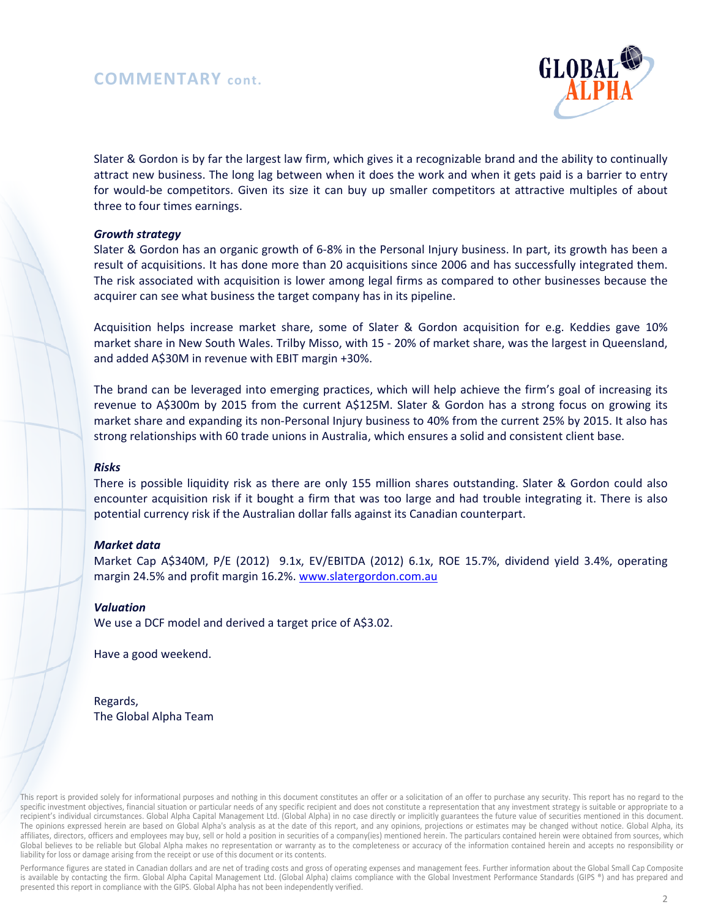## COMMENTARY cont.

Slater & Gordon is by far the largest law firm, which gives it a recognizable brand and the ability to continually attract new business. The long lag between when it does the work and when it gets paid is a barrier to entry for would-be competitors. Given its size it can buy up smaller competitors at attractive multiples of about three to four times earnings.

***Growth strategy***

Slater & Gordon has an organic growth of 6-8% in the Personal Injury business. In part, its growth has been a result of acquisitions. It has done more than 20 acquisitions since 2006 and has successfully integrated them. The risk associated with acquisition is lower among legal firms as compared to other businesses because the acquirer can see what business the target company has in its pipeline.

Acquisition helps increase market share, some of Slater & Gordon acquisition for e.g. Keddies gave 10% market share in New South Wales. Trilby Misso, with 15 - 20% of market share, was the largest in Queensland, and added A$30M in revenue with EBIT margin +30%.

The brand can be leveraged into emerging practices, which will help achieve the firm's goal of increasing its revenue to A$300m by 2015 from the current A$125M. Slater & Gordon has a strong focus on growing its market share and expanding its non-Personal Injury business to 40% from the current 25% by 2015. It also has strong relationships with 60 trade unions in Australia, which ensures a solid and consistent client base.

***Risks***

There is possible liquidity risk as there are only 155 million shares outstanding. Slater & Gordon could also encounter acquisition risk if it bought a firm that was too large and had trouble integrating it. There is also potential currency risk if the Australian dollar falls against its Canadian counterpart.

***Market data***

Market Cap A$340M, P/E (2012) 9.1x, EV/EBITDA (2012) 6.1x, ROE 15.7%, dividend yield 3.4%, operating margin 24.5% and profit margin 16.2%. www.slatergordon.com.au

***Valuation***

We use a DCF model and derived a target price of A$3.02.

Have a good weekend.

Regards,
The Global Alpha Team

This report is provided solely for informational purposes and nothing in this document constitutes an offer or a solicitation of an offer to purchase any security. This report has no regard to the specific investment objectives, financial situation or particular needs of any specific recipient and does not constitute a representation that any investment strategy is suitable or appropriate to a recipient's individual circumstances. Global Alpha Capital Management Ltd. (Global Alpha) in no case directly or implicitly guarantees the future value of securities mentioned in this document. The opinions expressed herein are based on Global Alpha's analysis as at the date of this report, and any opinions, projections or estimates may be changed without notice. Global Alpha, its affiliates, directors, officers and employees may buy, sell or hold a position in securities of a company(ies) mentioned herein. The particulars contained herein were obtained from sources, which Global believes to be reliable but Global Alpha makes no representation or warranty as to the completeness or accuracy of the information contained herein and accepts no responsibility or liability for loss or damage arising from the receipt or use of this document or its contents.

Performance figures are stated in Canadian dollars and are net of trading costs and gross of operating expenses and management fees. Further information about the Global Small Cap Composite is available by contacting the firm. Global Alpha Capital Management Ltd. (Global Alpha) claims compliance with the Global Investment Performance Standards (GIPS ®) and has prepared and presented this report in compliance with the GIPS. Global Alpha has not been independently verified.